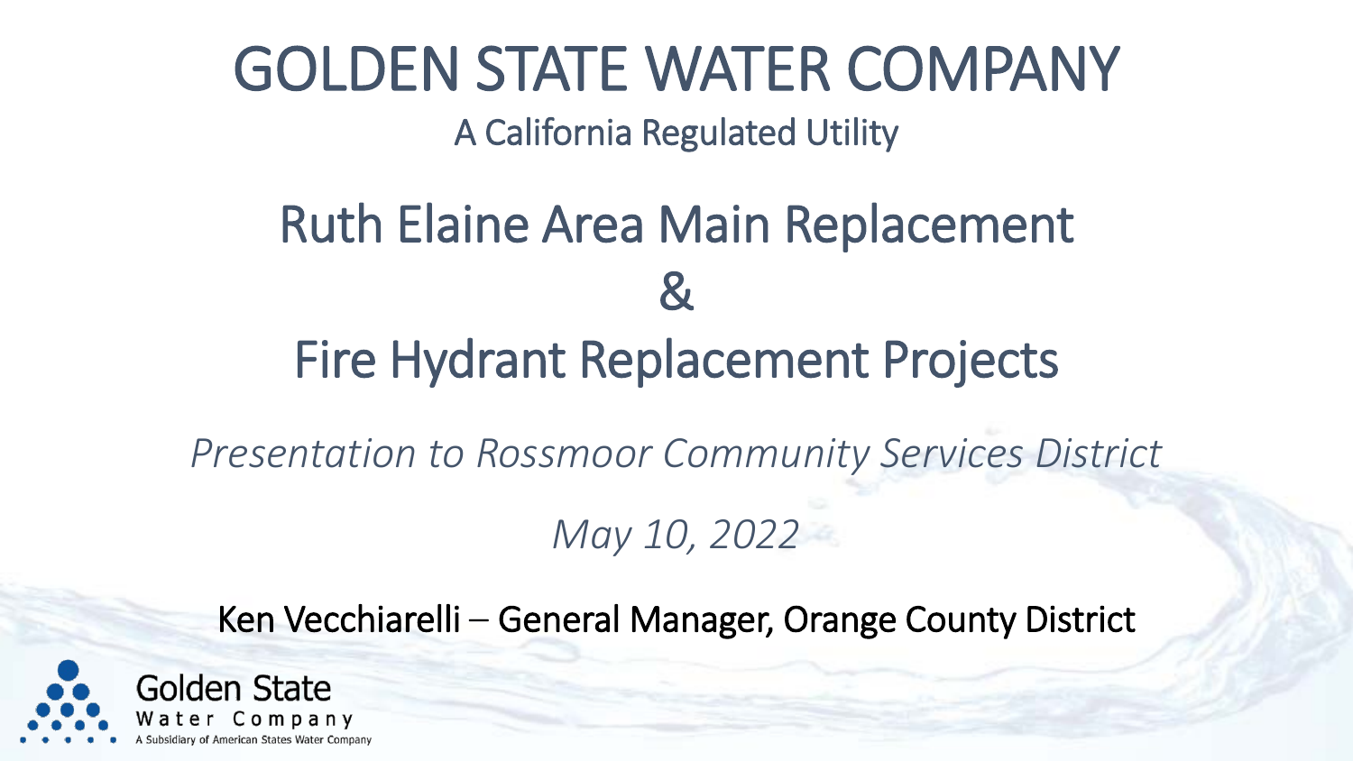# GOLDEN STATE WATER COMPANY

A California Regulated Utility

## Ruth Elaine Area Main Replacement
## &
## Fire Hydrant Replacement Projects

*Presentation to Rossmoor Community Services District*

*May 10, 2022*

Ken Vecchiarelli – General Manager, Orange County District

Golden State Water Company

A Subsidiary of American States Water Company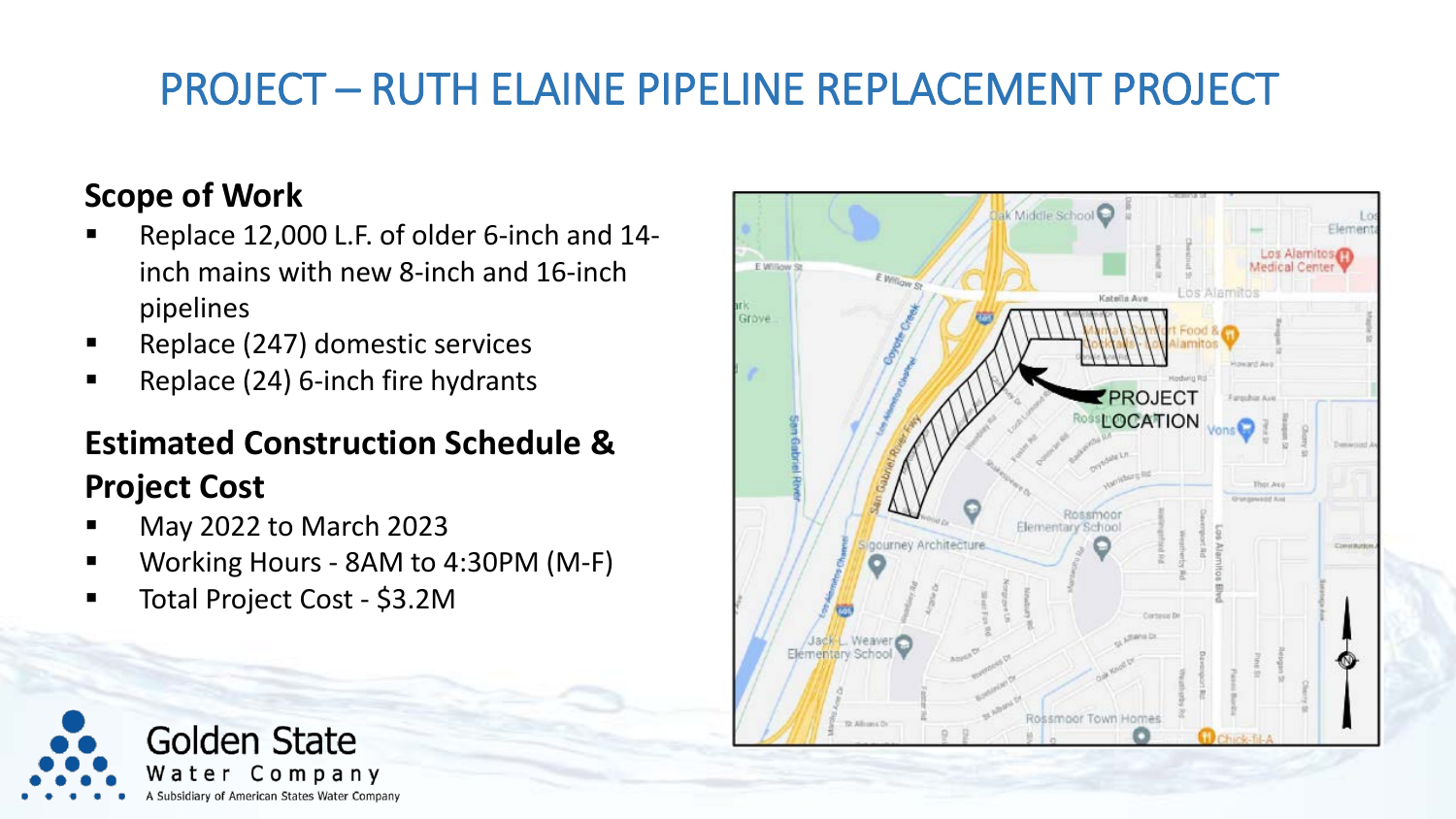# PROJECT – RUTH ELAINE PIPELINE REPLACEMENT PROJECT

## Scope of Work

- Replace 12,000 L.F. of older 6-inch and 14-inch mains with new 8-inch and 16-inch pipelines
- Replace (247) domestic services
- Replace (24) 6-inch fire hydrants

## Estimated Construction Schedule & Project Cost

- May 2022 to March 2023
- Working Hours - 8AM to 4:30PM (M-F)
- Total Project Cost - $3.2M

PROJECT LOCATION

Golden State Water Company

A Subsidiary of American States Water Company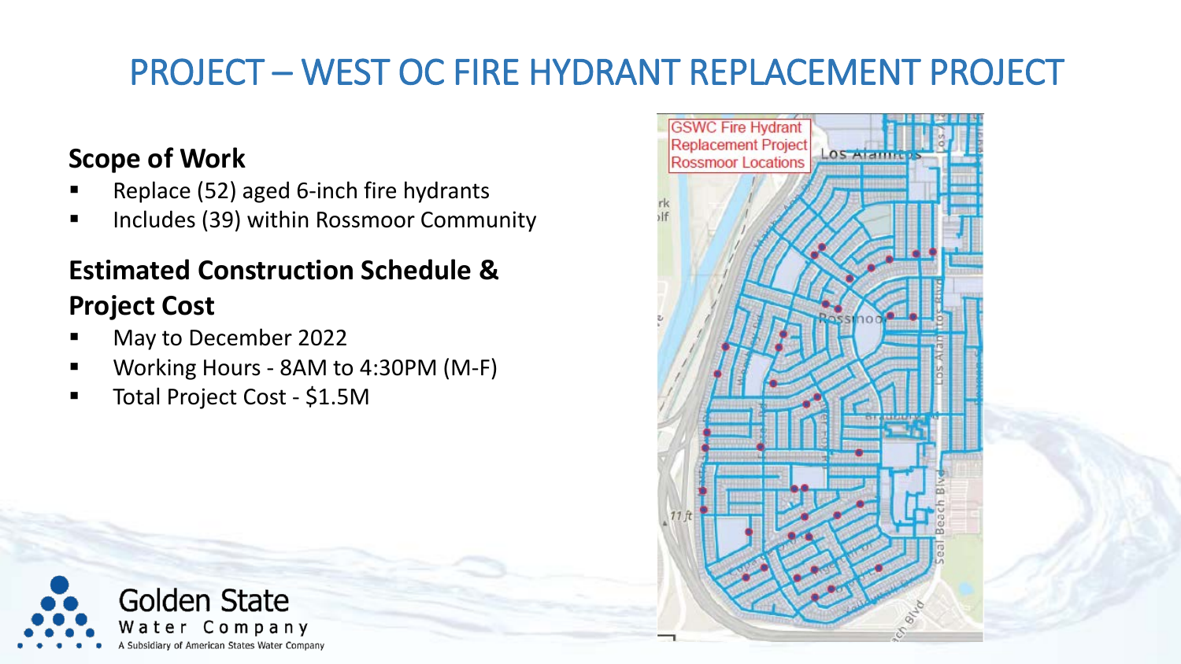# PROJECT – WEST OC FIRE HYDRANT REPLACEMENT PROJECT

## Scope of Work

- Replace (52) aged 6-inch fire hydrants
- Includes (39) within Rossmoor Community

## Estimated Construction Schedule & Project Cost

- May to December 2022
- Working Hours - 8AM to 4:30PM (M-F)
- Total Project Cost - $1.5M

GSWC Fire Hydrant Replacement Project Rossmoor Locations

Golden State Water Company
A Subsidiary of American States Water Company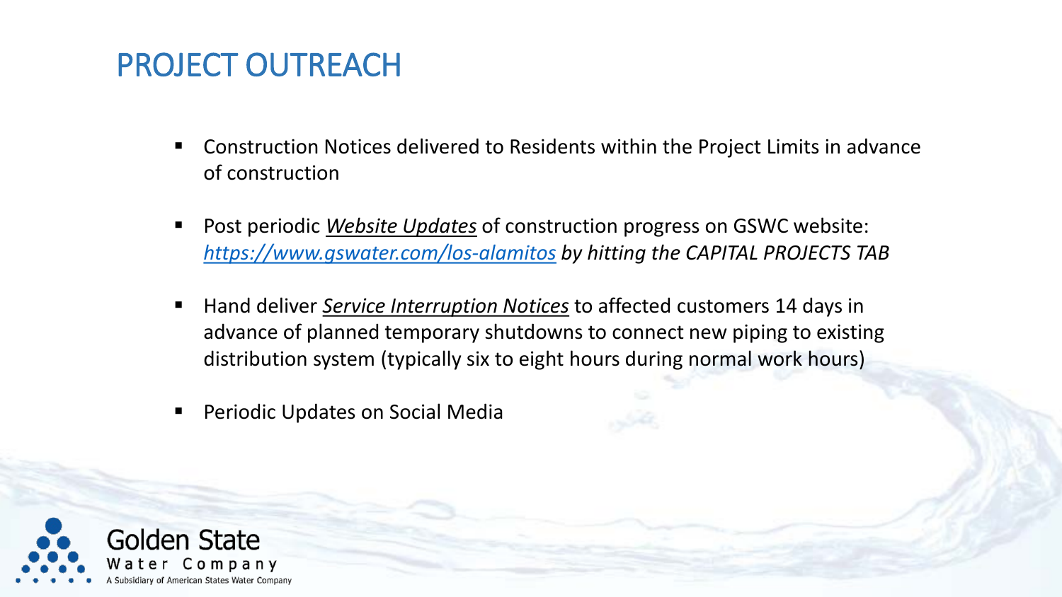# PROJECT OUTREACH

- Construction Notices delivered to Residents within the Project Limits in advance of construction
- Post periodic *Website Updates* of construction progress on GSWC website: *https://www.gswater.com/los-alamitos by hitting the CAPITAL PROJECTS TAB*
- Hand deliver *Service Interruption Notices* to affected customers 14 days in advance of planned temporary shutdowns to connect new piping to existing distribution system (typically six to eight hours during normal work hours)
- Periodic Updates on Social Media

Golden State
Water Company
A Subsidiary of American States Water Company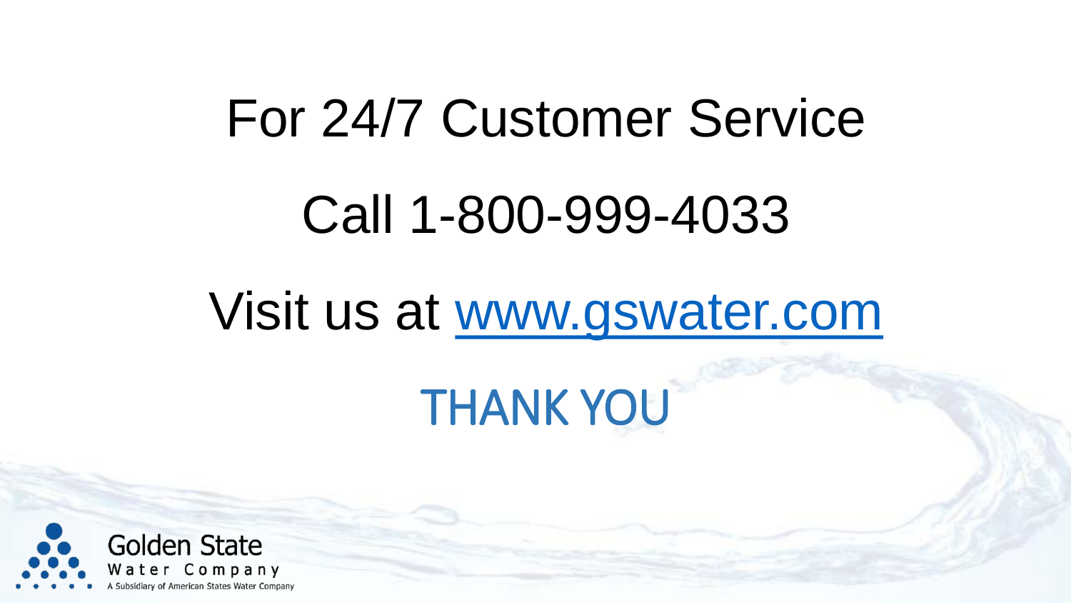For 24/7 Customer Service

Call 1-800-999-4033

Visit us at www.gswater.com

THANK YOU

Golden State
Water Company
A Subsidiary of American States Water Company